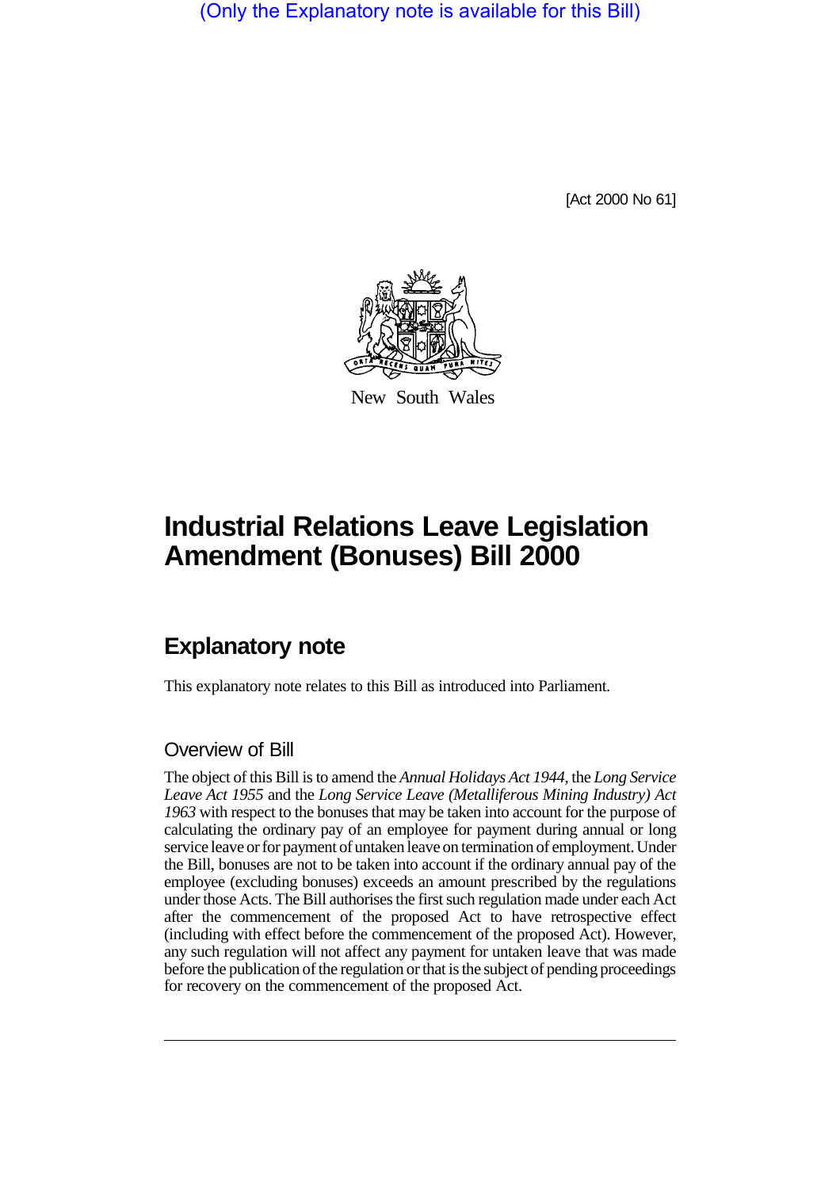(Only the Explanatory note is available for this Bill)

[Act 2000 No 61]

New South Wales

# Industrial Relations Leave Legislation Amendment (Bonuses) Bill 2000

## Explanatory note

This explanatory note relates to this Bill as introduced into Parliament.

### Overview of Bill

The object of this Bill is to amend the *Annual Holidays Act 1944*, the *Long Service Leave Act 1955* and the *Long Service Leave (Metalliferous Mining Industry) Act 1963* with respect to the bonuses that may be taken into account for the purpose of calculating the ordinary pay of an employee for payment during annual or long service leave or for payment of untaken leave on termination of employment. Under the Bill, bonuses are not to be taken into account if the ordinary annual pay of the employee (excluding bonuses) exceeds an amount prescribed by the regulations under those Acts. The Bill authorises the first such regulation made under each Act after the commencement of the proposed Act to have retrospective effect (including with effect before the commencement of the proposed Act). However, any such regulation will not affect any payment for untaken leave that was made before the publication of the regulation or that is the subject of pending proceedings for recovery on the commencement of the proposed Act.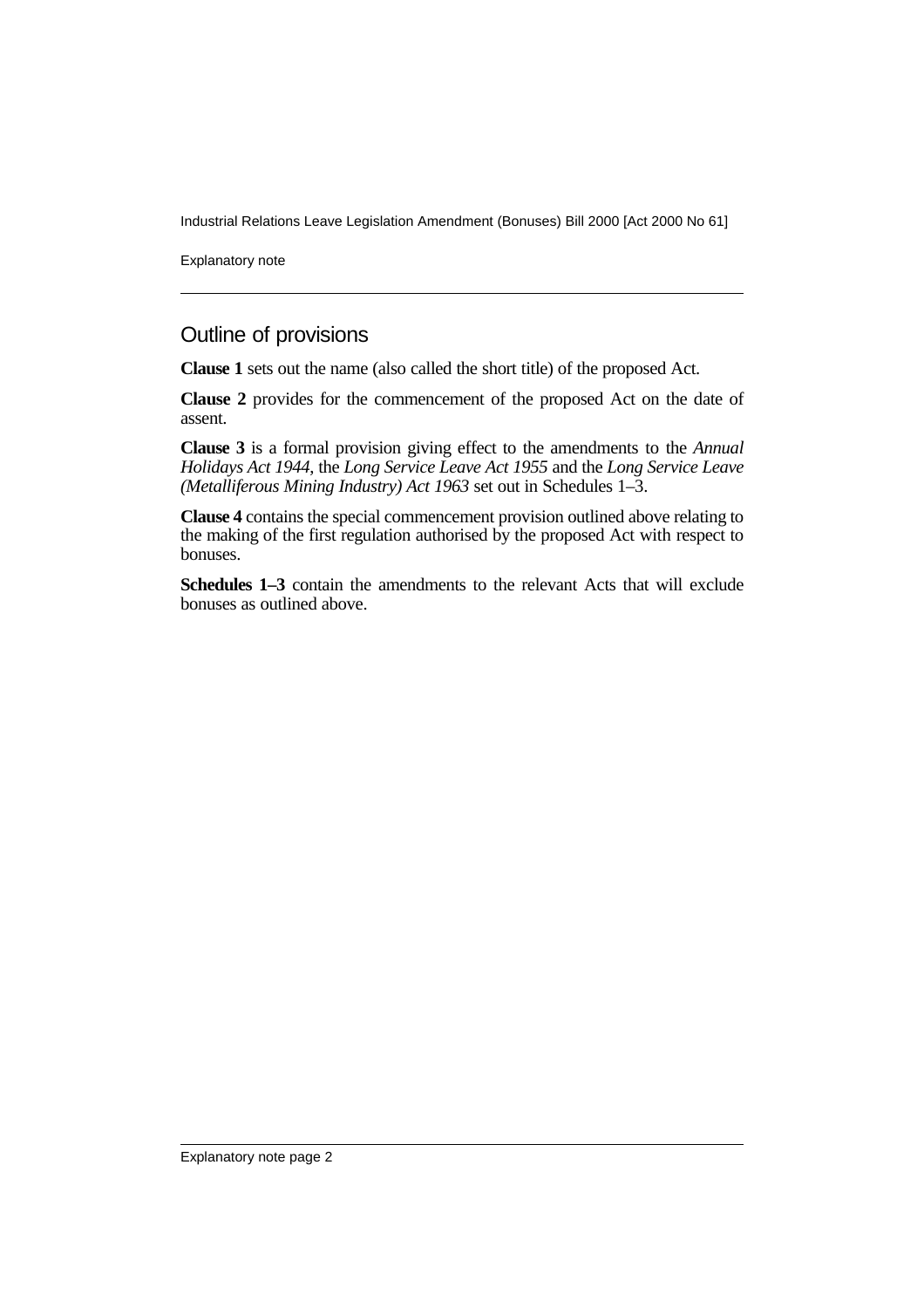## Outline of provisions

**Clause 1** sets out the name (also called the short title) of the proposed Act.

**Clause 2** provides for the commencement of the proposed Act on the date of assent.

**Clause 3** is a formal provision giving effect to the amendments to the *Annual Holidays Act 1944*, the *Long Service Leave Act 1955* and the *Long Service Leave (Metalliferous Mining Industry) Act 1963* set out in Schedules 1–3.

**Clause 4** contains the special commencement provision outlined above relating to the making of the first regulation authorised by the proposed Act with respect to bonuses.

**Schedules 1–3** contain the amendments to the relevant Acts that will exclude bonuses as outlined above.